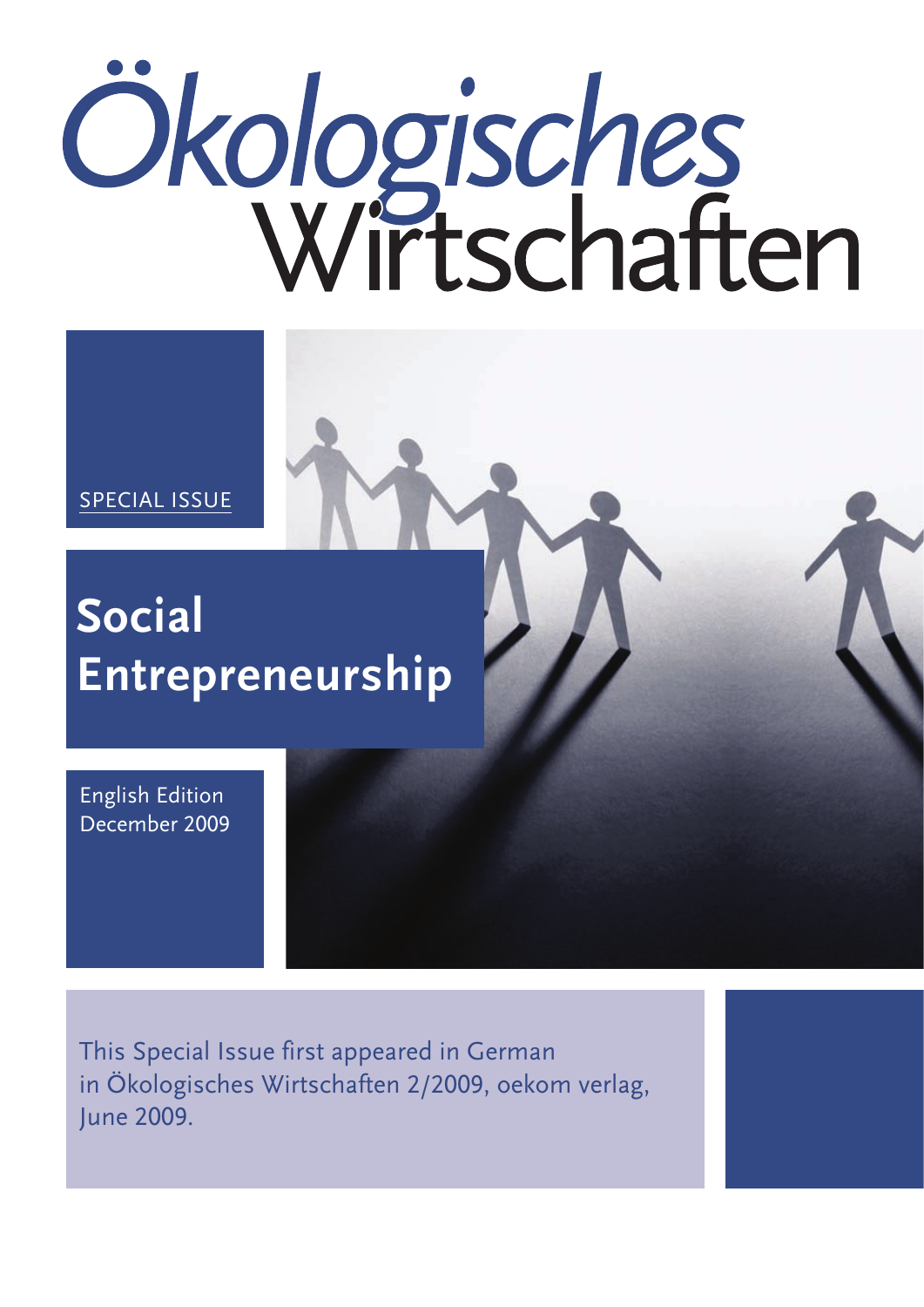# Ökologisches Wirtschaften

SPECIAL ISSUE

## Social Entrepreneurship

English Edition
December 2009

This Special Issue first appeared in German in Ökologisches Wirtschaften 2/2009, oekom verlag, June 2009.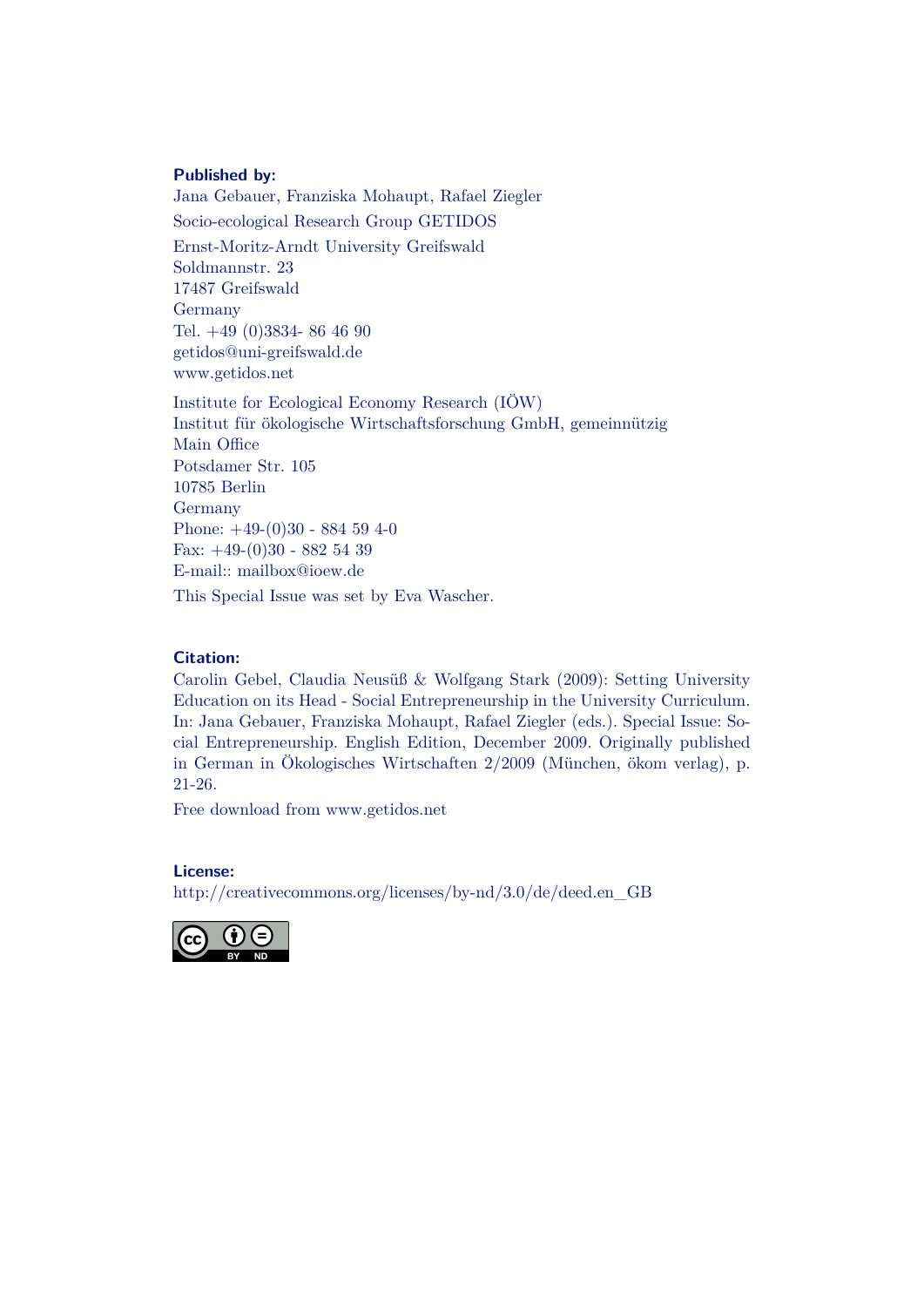**Published by:**

Jana Gebauer, Franziska Mohaupt, Rafael Ziegler

Socio-ecological Research Group GETIDOS

Ernst-Moritz-Arndt University Greifswald
Soldmannstr. 23
17487 Greifswald
Germany
Tel. +49 (0)3834- 86 46 90
getidos@uni-greifswald.de
www.getidos.net

Institute for Ecological Economy Research (IÖW)
Institut für ökologische Wirtschaftsforschung GmbH, gemeinnützig
Main Office
Potsdamer Str. 105
10785 Berlin
Germany
Phone: +49-(0)30 - 884 59 4-0
Fax: +49-(0)30 - 882 54 39
E-mail:: mailbox@ioew.de

This Special Issue was set by Eva Wascher.

**Citation:**

Carolin Gebel, Claudia Neusüß & Wolfgang Stark (2009): Setting University Education on its Head - Social Entrepreneurship in the University Curriculum. In: Jana Gebauer, Franziska Mohaupt, Rafael Ziegler (eds.). Special Issue: Social Entrepreneurship. English Edition, December 2009. Originally published in German in Ökologisches Wirtschaften 2/2009 (München, ökom verlag), p. 21-26.

Free download from www.getidos.net

**License:**

http://creativecommons.org/licenses/by-nd/3.0/de/deed.en_GB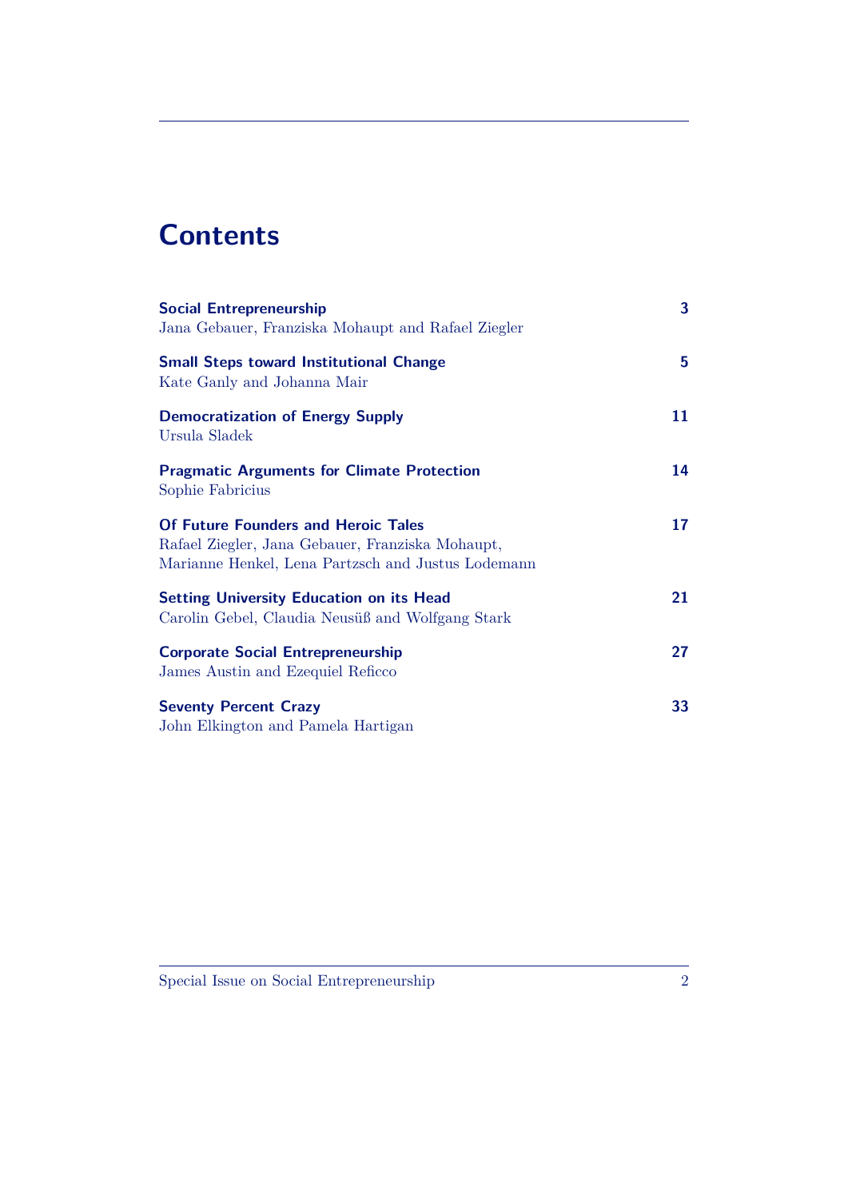# Contents

**Social Entrepreneurship** — 3
Jana Gebauer, Franziska Mohaupt and Rafael Ziegler

**Small Steps toward Institutional Change** — 5
Kate Ganly and Johanna Mair

**Democratization of Energy Supply** — 11
Ursula Sladek

**Pragmatic Arguments for Climate Protection** — 14
Sophie Fabricius

**Of Future Founders and Heroic Tales** — 17
Rafael Ziegler, Jana Gebauer, Franziska Mohaupt, Marianne Henkel, Lena Partzsch and Justus Lodemann

**Setting University Education on its Head** — 21
Carolin Gebel, Claudia Neusüß and Wolfgang Stark

**Corporate Social Entrepreneurship** — 27
James Austin and Ezequiel Reficco

**Seventy Percent Crazy** — 33
John Elkington and Pamela Hartigan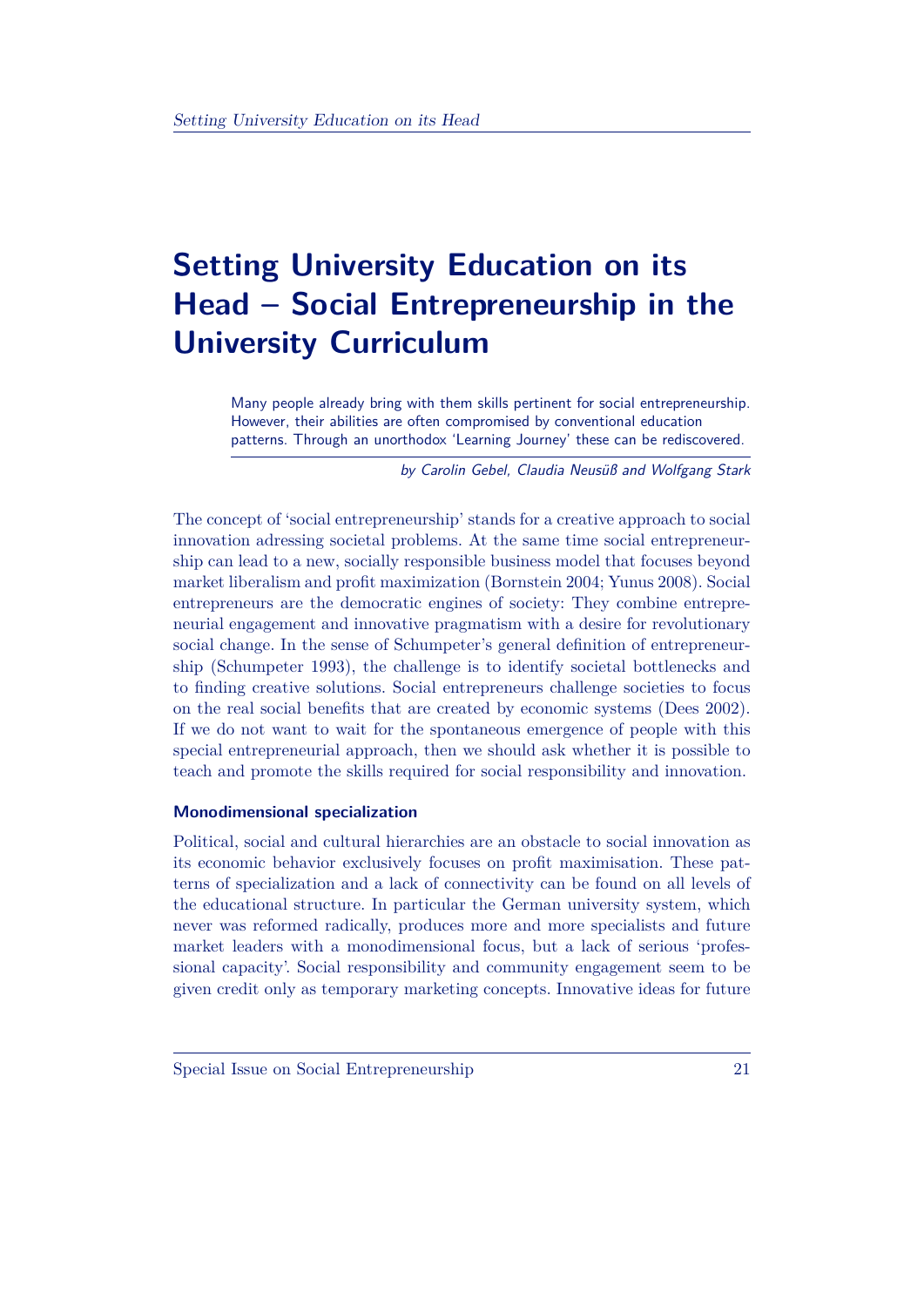# Setting University Education on its Head – Social Entrepreneurship in the University Curriculum

Many people already bring with them skills pertinent for social entrepreneurship. However, their abilities are often compromised by conventional education patterns. Through an unorthodox 'Learning Journey' these can be rediscovered.

*by Carolin Gebel, Claudia Neusüß and Wolfgang Stark*

The concept of 'social entrepreneurship' stands for a creative approach to social innovation adressing societal problems. At the same time social entrepreneurship can lead to a new, socially responsible business model that focuses beyond market liberalism and profit maximization (Bornstein 2004; Yunus 2008). Social entrepreneurs are the democratic engines of society: They combine entrepreneurial engagement and innovative pragmatism with a desire for revolutionary social change. In the sense of Schumpeter's general definition of entrepreneurship (Schumpeter 1993), the challenge is to identify societal bottlenecks and to finding creative solutions. Social entrepreneurs challenge societies to focus on the real social benefits that are created by economic systems (Dees 2002). If we do not want to wait for the spontaneous emergence of people with this special entrepreneurial approach, then we should ask whether it is possible to teach and promote the skills required for social responsibility and innovation.

#### Monodimensional specialization

Political, social and cultural hierarchies are an obstacle to social innovation as its economic behavior exclusively focuses on profit maximisation. These patterns of specialization and a lack of connectivity can be found on all levels of the educational structure. In particular the German university system, which never was reformed radically, produces more and more specialists and future market leaders with a monodimensional focus, but a lack of serious 'professional capacity'. Social responsibility and community engagement seem to be given credit only as temporary marketing concepts. Innovative ideas for future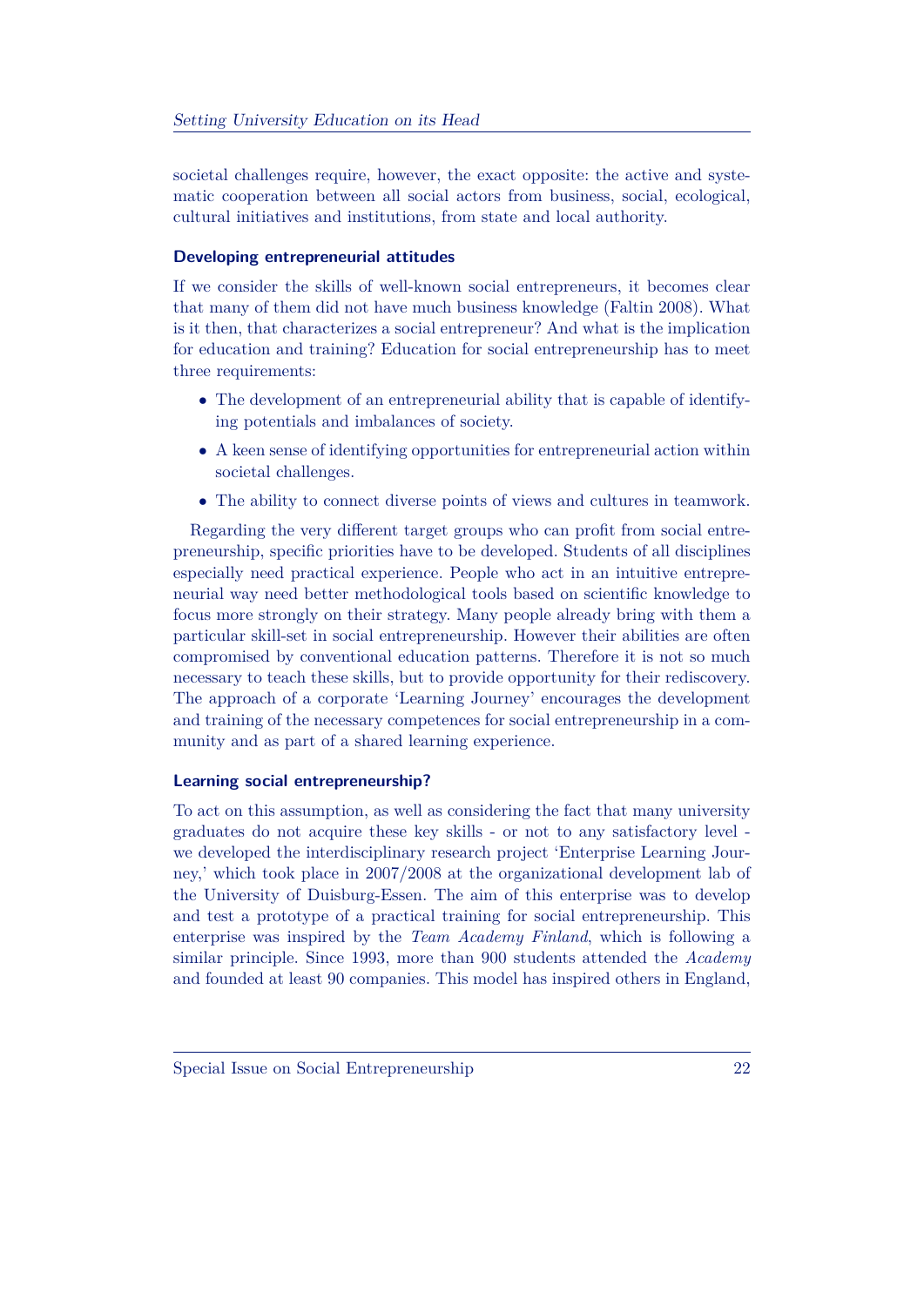societal challenges require, however, the exact opposite: the active and systematic cooperation between all social actors from business, social, ecological, cultural initiatives and institutions, from state and local authority.

### Developing entrepreneurial attitudes

If we consider the skills of well-known social entrepreneurs, it becomes clear that many of them did not have much business knowledge (Faltin 2008). What is it then, that characterizes a social entrepreneur? And what is the implication for education and training? Education for social entrepreneurship has to meet three requirements:

- The development of an entrepreneurial ability that is capable of identifying potentials and imbalances of society.
- A keen sense of identifying opportunities for entrepreneurial action within societal challenges.
- The ability to connect diverse points of views and cultures in teamwork.

Regarding the very different target groups who can profit from social entrepreneurship, specific priorities have to be developed. Students of all disciplines especially need practical experience. People who act in an intuitive entrepreneurial way need better methodological tools based on scientific knowledge to focus more strongly on their strategy. Many people already bring with them a particular skill-set in social entrepreneurship. However their abilities are often compromised by conventional education patterns. Therefore it is not so much necessary to teach these skills, but to provide opportunity for their rediscovery. The approach of a corporate 'Learning Journey' encourages the development and training of the necessary competences for social entrepreneurship in a community and as part of a shared learning experience.

### Learning social entrepreneurship?

To act on this assumption, as well as considering the fact that many university graduates do not acquire these key skills - or not to any satisfactory level - we developed the interdisciplinary research project 'Enterprise Learning Journey,' which took place in 2007/2008 at the organizational development lab of the University of Duisburg-Essen. The aim of this enterprise was to develop and test a prototype of a practical training for social entrepreneurship. This enterprise was inspired by the *Team Academy Finland*, which is following a similar principle. Since 1993, more than 900 students attended the *Academy* and founded at least 90 companies. This model has inspired others in England,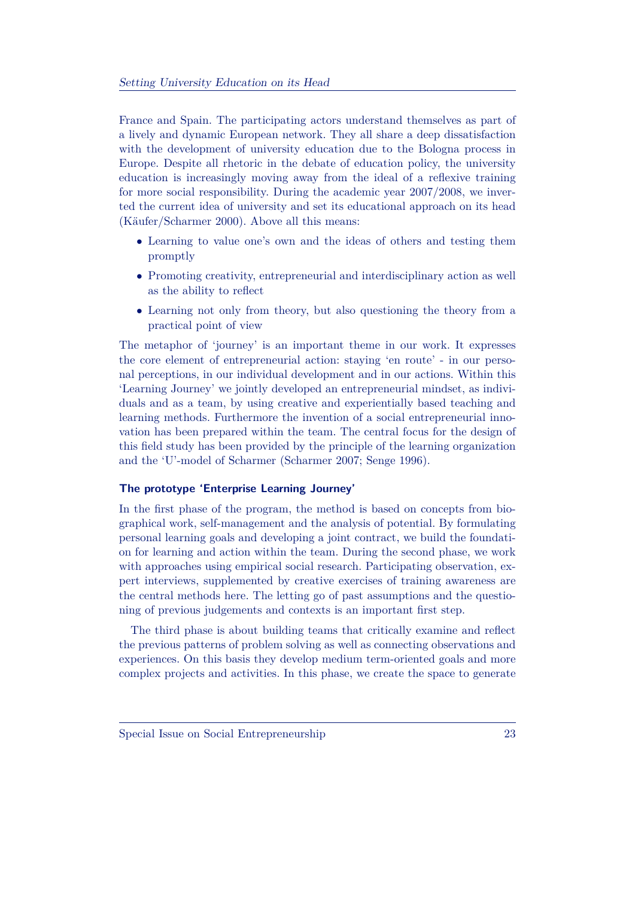France and Spain. The participating actors understand themselves as part of a lively and dynamic European network. They all share a deep dissatisfaction with the development of university education due to the Bologna process in Europe. Despite all rhetoric in the debate of education policy, the university education is increasingly moving away from the ideal of a reflexive training for more social responsibility. During the academic year 2007/2008, we inverted the current idea of university and set its educational approach on its head (Käufer/Scharmer 2000). Above all this means:

- Learning to value one's own and the ideas of others and testing them promptly
- Promoting creativity, entrepreneurial and interdisciplinary action as well as the ability to reflect
- Learning not only from theory, but also questioning the theory from a practical point of view

The metaphor of 'journey' is an important theme in our work. It expresses the core element of entrepreneurial action: staying 'en route' - in our personal perceptions, in our individual development and in our actions. Within this 'Learning Journey' we jointly developed an entrepreneurial mindset, as individuals and as a team, by using creative and experientially based teaching and learning methods. Furthermore the invention of a social entrepreneurial innovation has been prepared within the team. The central focus for the design of this field study has been provided by the principle of the learning organization and the 'U'-model of Scharmer (Scharmer 2007; Senge 1996).

### The prototype 'Enterprise Learning Journey'

In the first phase of the program, the method is based on concepts from biographical work, self-management and the analysis of potential. By formulating personal learning goals and developing a joint contract, we build the foundation for learning and action within the team. During the second phase, we work with approaches using empirical social research. Participating observation, expert interviews, supplemented by creative exercises of training awareness are the central methods here. The letting go of past assumptions and the questioning of previous judgements and contexts is an important first step.

The third phase is about building teams that critically examine and reflect the previous patterns of problem solving as well as connecting observations and experiences. On this basis they develop medium term-oriented goals and more complex projects and activities. In this phase, we create the space to generate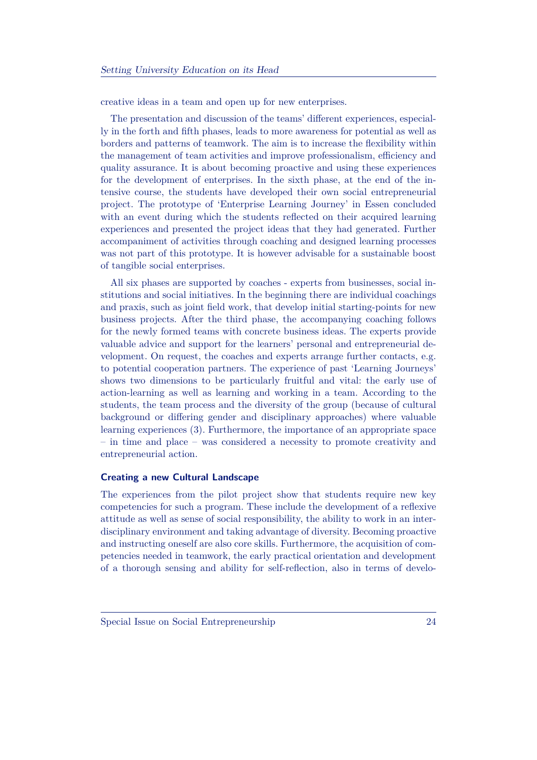creative ideas in a team and open up for new enterprises.

The presentation and discussion of the teams' different experiences, especially in the forth and fifth phases, leads to more awareness for potential as well as borders and patterns of teamwork. The aim is to increase the flexibility within the management of team activities and improve professionalism, efficiency and quality assurance. It is about becoming proactive and using these experiences for the development of enterprises. In the sixth phase, at the end of the intensive course, the students have developed their own social entrepreneurial project. The prototype of 'Enterprise Learning Journey' in Essen concluded with an event during which the students reflected on their acquired learning experiences and presented the project ideas that they had generated. Further accompaniment of activities through coaching and designed learning processes was not part of this prototype. It is however advisable for a sustainable boost of tangible social enterprises.

All six phases are supported by coaches - experts from businesses, social institutions and social initiatives. In the beginning there are individual coachings and praxis, such as joint field work, that develop initial starting-points for new business projects. After the third phase, the accompanying coaching follows for the newly formed teams with concrete business ideas. The experts provide valuable advice and support for the learners' personal and entrepreneurial development. On request, the coaches and experts arrange further contacts, e.g. to potential cooperation partners. The experience of past 'Learning Journeys' shows two dimensions to be particularly fruitful and vital: the early use of action-learning as well as learning and working in a team. According to the students, the team process and the diversity of the group (because of cultural background or differing gender and disciplinary approaches) where valuable learning experiences (3). Furthermore, the importance of an appropriate space – in time and place – was considered a necessity to promote creativity and entrepreneurial action.

### Creating a new Cultural Landscape

The experiences from the pilot project show that students require new key competencies for such a program. These include the development of a reflexive attitude as well as sense of social responsibility, the ability to work in an interdisciplinary environment and taking advantage of diversity. Becoming proactive and instructing oneself are also core skills. Furthermore, the acquisition of competencies needed in teamwork, the early practical orientation and development of a thorough sensing and ability for self-reflection, also in terms of develo-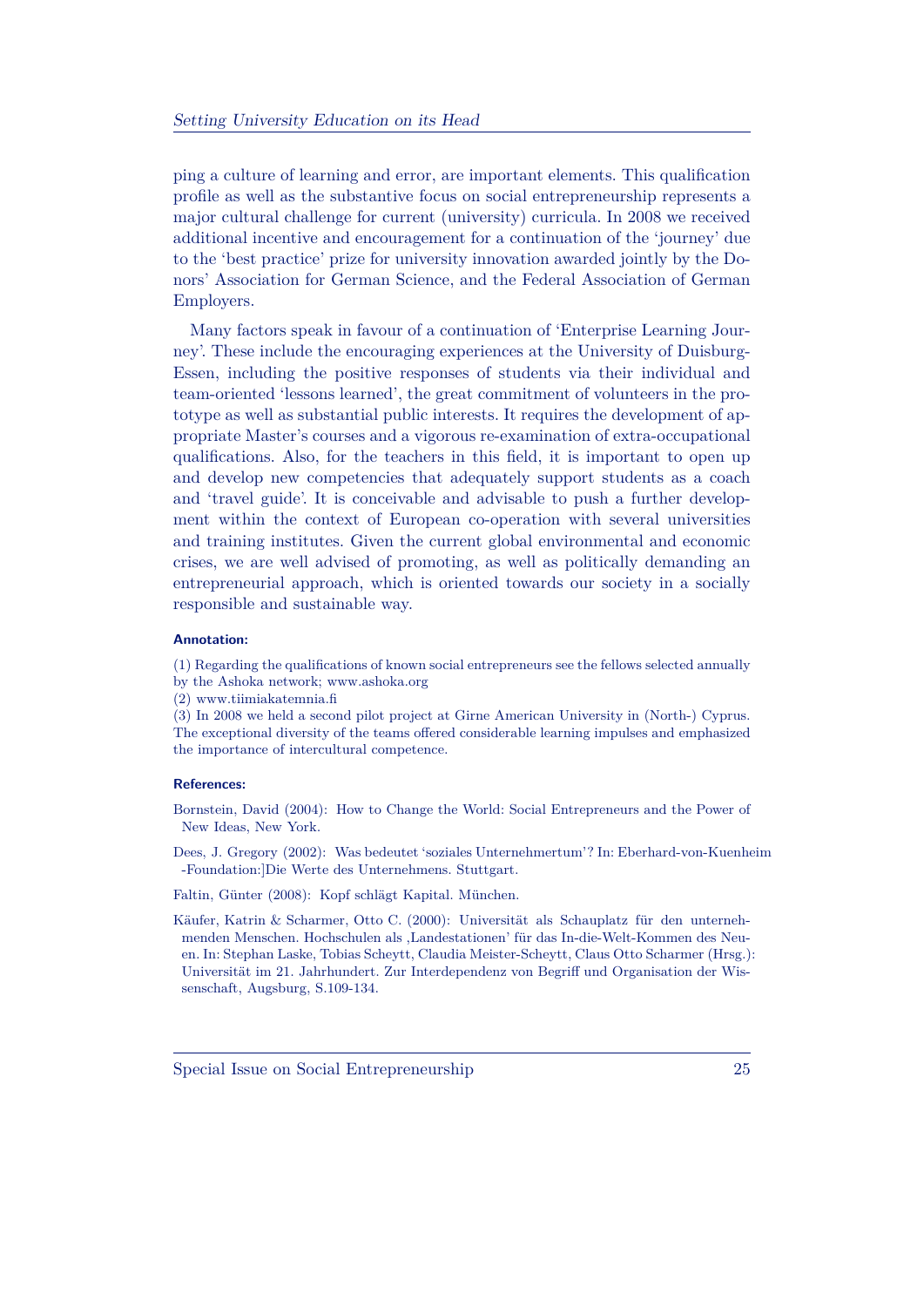ping a culture of learning and error, are important elements. This qualification profile as well as the substantive focus on social entrepreneurship represents a major cultural challenge for current (university) curricula. In 2008 we received additional incentive and encouragement for a continuation of the 'journey' due to the 'best practice' prize for university innovation awarded jointly by the Donors' Association for German Science, and the Federal Association of German Employers.

Many factors speak in favour of a continuation of 'Enterprise Learning Journey'. These include the encouraging experiences at the University of Duisburg-Essen, including the positive responses of students via their individual and team-oriented 'lessons learned', the great commitment of volunteers in the prototype as well as substantial public interests. It requires the development of appropriate Master's courses and a vigorous re-examination of extra-occupational qualifications. Also, for the teachers in this field, it is important to open up and develop new competencies that adequately support students as a coach and 'travel guide'. It is conceivable and advisable to push a further development within the context of European co-operation with several universities and training institutes. Given the current global environmental and economic crises, we are well advised of promoting, as well as politically demanding an entrepreneurial approach, which is oriented towards our society in a socially responsible and sustainable way.

#### Annotation:

(1) Regarding the qualifications of known social entrepreneurs see the fellows selected annually by the Ashoka network; www.ashoka.org

(2) www.tiimiakatemnia.fi

(3) In 2008 we held a second pilot project at Girne American University in (North-) Cyprus. The exceptional diversity of the teams offered considerable learning impulses and emphasized the importance of intercultural competence.

#### References:

Bornstein, David (2004): How to Change the World: Social Entrepreneurs and the Power of New Ideas, New York.

Dees, J. Gregory (2002): Was bedeutet 'soziales Unternehmertum'? In: Eberhard-von-Kuenheim -Foundation:]Die Werte des Unternehmens. Stuttgart.

Faltin, Günter (2008): Kopf schlägt Kapital. München.

Käufer, Katrin & Scharmer, Otto C. (2000): Universität als Schauplatz für den unternehmenden Menschen. Hochschulen als ‚Landestationen' für das In-die-Welt-Kommen des Neuen. In: Stephan Laske, Tobias Scheytt, Claudia Meister-Scheytt, Claus Otto Scharmer (Hrsg.): Universität im 21. Jahrhundert. Zur Interdependenz von Begriff und Organisation der Wissenschaft, Augsburg, S.109-134.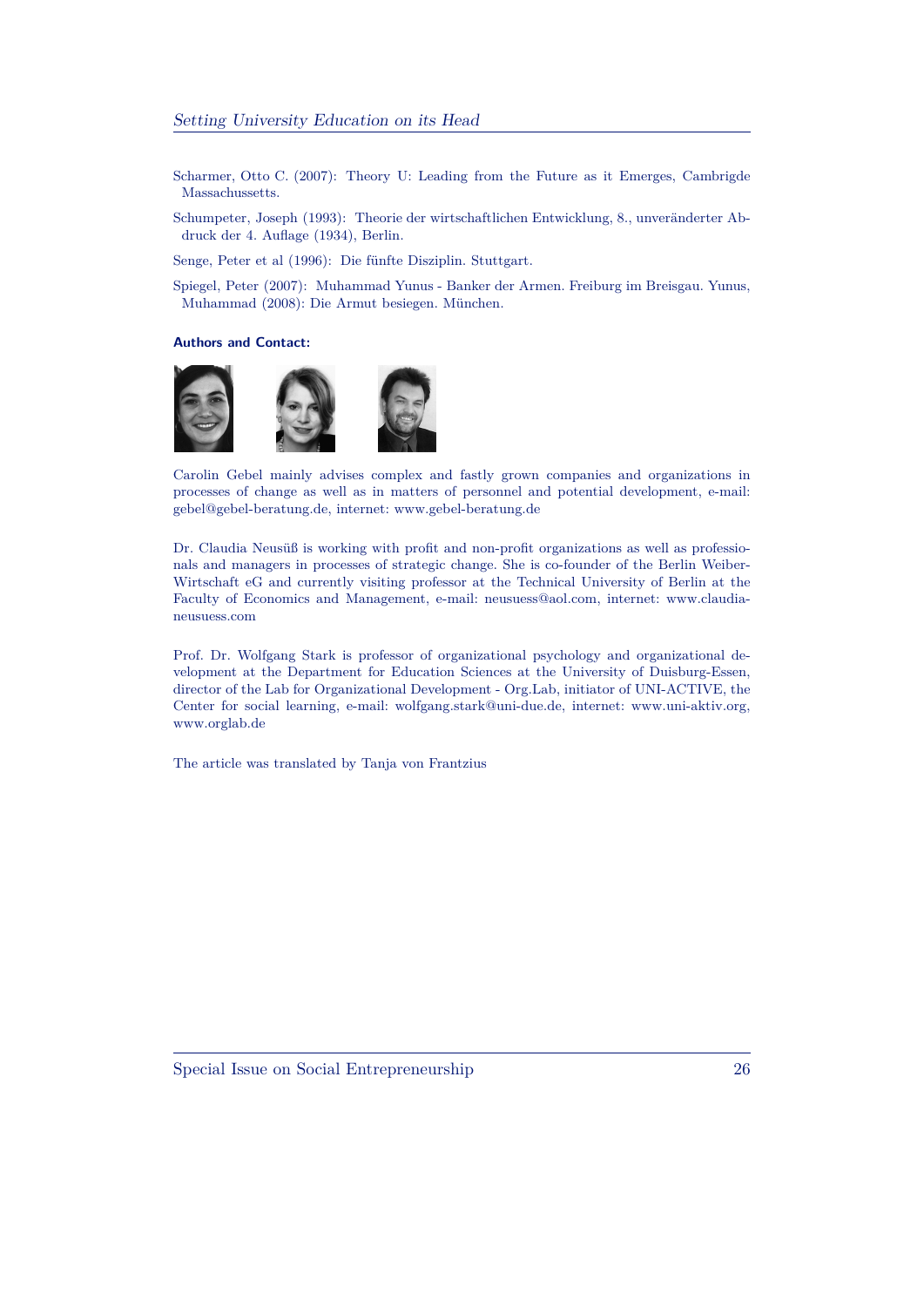Scharmer, Otto C. (2007): Theory U: Leading from the Future as it Emerges, Cambrigde Massachussetts.

Schumpeter, Joseph (1993): Theorie der wirtschaftlichen Entwicklung, 8., unveränderter Abdruck der 4. Auflage (1934), Berlin.

Senge, Peter et al (1996): Die fünfte Disziplin. Stuttgart.

Spiegel, Peter (2007): Muhammad Yunus - Banker der Armen. Freiburg im Breisgau. Yunus, Muhammad (2008): Die Armut besiegen. München.

**Authors and Contact:**

Carolin Gebel mainly advises complex and fastly grown companies and organizations in processes of change as well as in matters of personnel and potential development, e-mail: gebel@gebel-beratung.de, internet: www.gebel-beratung.de

Dr. Claudia Neusüß is working with profit and non-profit organizations as well as professionals and managers in processes of strategic change. She is co-founder of the Berlin Weiber-Wirtschaft eG and currently visiting professor at the Technical University of Berlin at the Faculty of Economics and Management, e-mail: neusuess@aol.com, internet: www.claudia-neusuess.com

Prof. Dr. Wolfgang Stark is professor of organizational psychology and organizational development at the Department for Education Sciences at the University of Duisburg-Essen, director of the Lab for Organizational Development - Org.Lab, initiator of UNI-ACTIVE, the Center for social learning, e-mail: wolfgang.stark@uni-due.de, internet: www.uni-aktiv.org, www.orglab.de

The article was translated by Tanja von Frantzius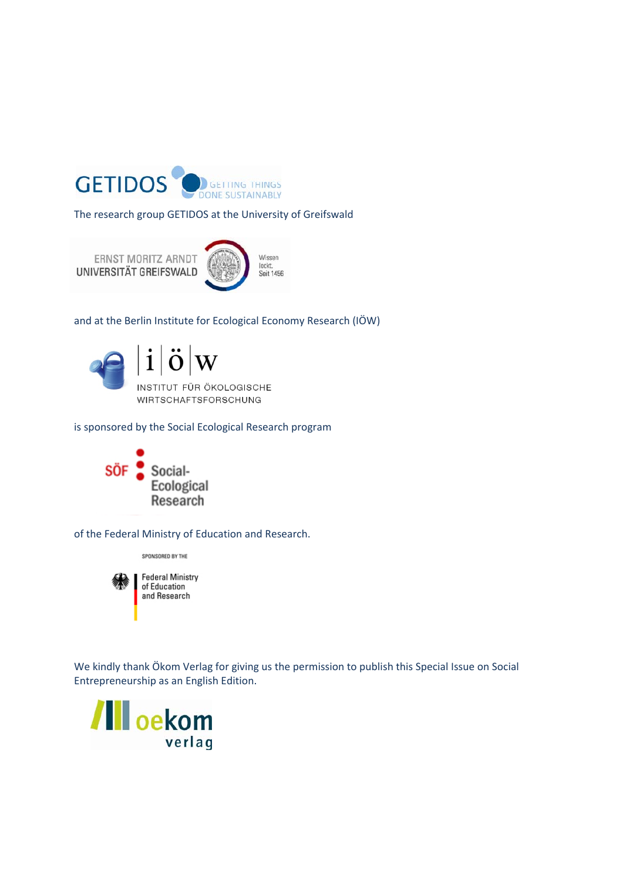GETIDOS GETTING THINGS DONE SUSTAINABLY

The research group GETIDOS at the University of Greifswald

ERNST MORITZ ARNDT UNIVERSITÄT GREIFSWALD Wissen lockt. Seit 1456

and at the Berlin Institute for Ecological Economy Research (IÖW)

i ö w INSTITUT FÜR ÖKOLOGISCHE WIRTSCHAFTSFORSCHUNG

is sponsored by the Social Ecological Research program

SÖF Social-Ecological Research

of the Federal Ministry of Education and Research.

SPONSORED BY THE Federal Ministry of Education and Research

We kindly thank Ökom Verlag for giving us the permission to publish this Special Issue on Social Entrepreneurship as an English Edition.

oekom verlag